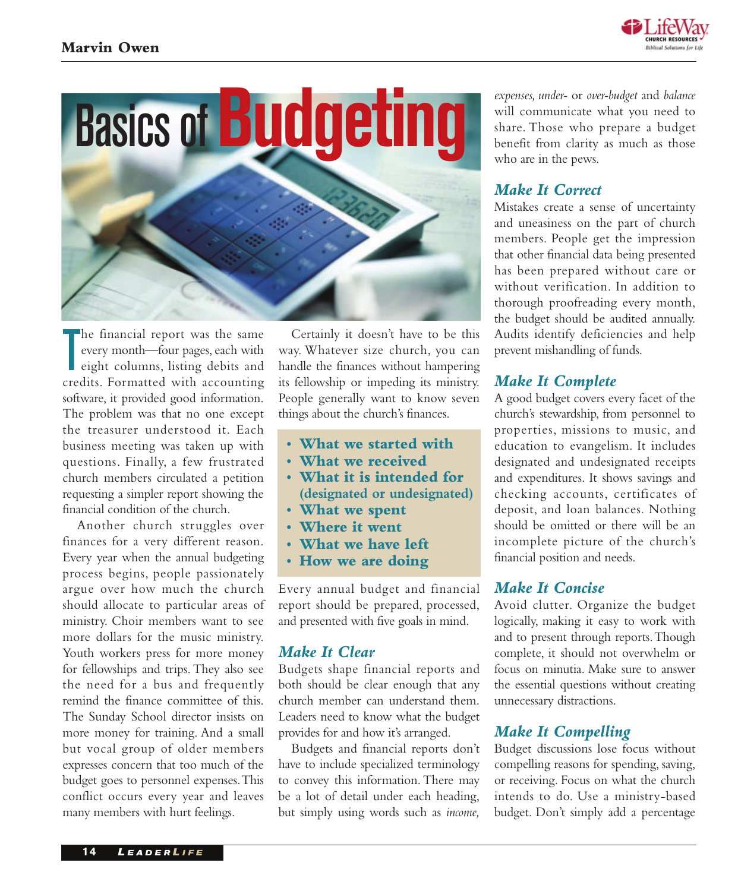# Basics of Budgeting

Marvin Owen

The financial report was the same every month—four pages, each with eight columns, listing debits and credits. Formatted with accounting software, it provided good information. The problem was that no one except the treasurer understood it. Each business meeting was taken up with questions. Finally, a few frustrated church members circulated a petition requesting a simpler report showing the financial condition of the church.

Another church struggles over finances for a very different reason. Every year when the annual budgeting process begins, people passionately argue over how much the church should allocate to particular areas of ministry. Choir members want to see more dollars for the music ministry. Youth workers press for more money for fellowships and trips. They also see the need for a bus and frequently remind the finance committee of this. The Sunday School director insists on more money for training. And a small but vocal group of older members expresses concern that too much of the budget goes to personnel expenses. This conflict occurs every year and leaves many members with hurt feelings.

Certainly it doesn't have to be this way. Whatever size church, you can handle the finances without hampering its fellowship or impeding its ministry. People generally want to know seven things about the church's finances.

- **What we started with**
- **What we received**
- **What it is intended for (designated or undesignated)**
- **What we spent**
- **Where it went**
- **What we have left**
- **How we are doing**

Every annual budget and financial report should be prepared, processed, and presented with five goals in mind.

## *Make It Clear*

Budgets shape financial reports and both should be clear enough that any church member can understand them. Leaders need to know what the budget provides for and how it's arranged.

Budgets and financial reports don't have to include specialized terminology to convey this information. There may be a lot of detail under each heading, but simply using words such as *income, expenses, under-* or *over-budget* and *balance* will communicate what you need to share. Those who prepare a budget benefit from clarity as much as those who are in the pews.

## *Make It Correct*

Mistakes create a sense of uncertainty and uneasiness on the part of church members. People get the impression that other financial data being presented has been prepared without care or without verification. In addition to thorough proofreading every month, the budget should be audited annually. Audits identify deficiencies and help prevent mishandling of funds.

## *Make It Complete*

A good budget covers every facet of the church's stewardship, from personnel to properties, missions to music, and education to evangelism. It includes designated and undesignated receipts and expenditures. It shows savings and checking accounts, certificates of deposit, and loan balances. Nothing should be omitted or there will be an incomplete picture of the church's financial position and needs.

## *Make It Concise*

Avoid clutter. Organize the budget logically, making it easy to work with and to present through reports. Though complete, it should not overwhelm or focus on minutia. Make sure to answer the essential questions without creating unnecessary distractions.

## *Make It Compelling*

Budget discussions lose focus without compelling reasons for spending, saving, or receiving. Focus on what the church intends to do. Use a ministry-based budget. Don't simply add a percentage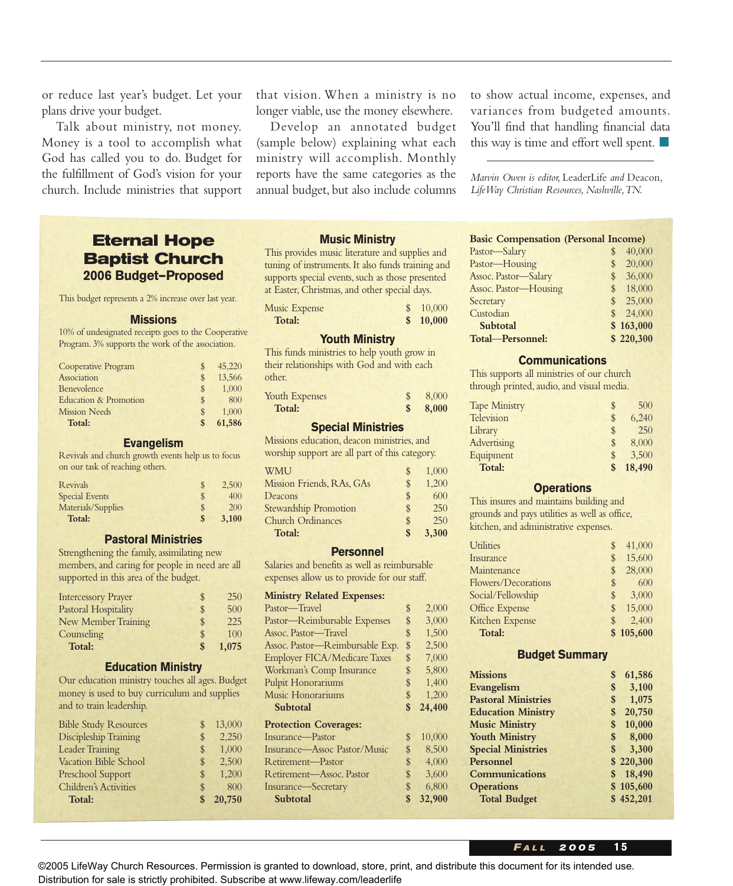or reduce last year's budget. Let your plans drive your budget.

Talk about ministry, not money. Money is a tool to accomplish what God has called you to do. Budget for the fulfillment of God's vision for your church. Include ministries that support that vision. When a ministry is no longer viable, use the money elsewhere.

Develop an annotated budget (sample below) explaining what each ministry will accomplish. Monthly reports have the same categories as the annual budget, but also include columns to show actual income, expenses, and variances from budgeted amounts. You'll find that handling financial data this way is time and effort well spent. ■

*Marvin Owen is editor,* LeaderLife *and* Deacon*, LifeWay Christian Resources, Nashville, TN.*

# Eternal Hope Baptist Church

## 2006 Budget–Proposed

This budget represents a 2% increase over last year.

### Missions

10% of undesignated receipts goes to the Cooperative Program. 3% supports the work of the association.

| | |
|---|---|
| Cooperative Program | $ 45,220 |
| Association | $ 13,566 |
| Benevolence | $ 1,000 |
| Education & Promotion | $ 800 |
| Mission Needs | $ 1,000 |
| **Total:** | **$ 61,586** |

### Evangelism

Revivals and church growth events help us to focus on our task of reaching others.

| | |
|---|---|
| Revivals | $ 2,500 |
| Special Events | $ 400 |
| Materials/Supplies | $ 200 |
| **Total:** | **$ 3,100** |

### Pastoral Ministries

Strengthening the family, assimilating new members, and caring for people in need are all supported in this area of the budget.

| | |
|---|---|
| Intercessory Prayer | $ 250 |
| Pastoral Hospitality | $ 500 |
| New Member Training | $ 225 |
| Counseling | $ 100 |
| **Total:** | **$ 1,075** |

### Education Ministry

Our education ministry touches all ages. Budget money is used to buy curriculum and supplies and to train leadership.

| | |
|---|---|
| Bible Study Resources | $ 13,000 |
| Discipleship Training | $ 2,250 |
| Leader Training | $ 1,000 |
| Vacation Bible School | $ 2,500 |
| Preschool Support | $ 1,200 |
| Children's Activities | $ 800 |
| **Total:** | **$ 20,750** |

### Music Ministry

This provides music literature and supplies and tuning of instruments. It also funds training and supports special events, such as those presented at Easter, Christmas, and other special days.

| | |
|---|---|
| Music Expense | $ 10,000 |
| **Total:** | **$ 10,000** |

### Youth Ministry

This funds ministries to help youth grow in their relationships with God and with each other.

| | |
|---|---|
| Youth Expenses | $ 8,000 |
| **Total:** | **$ 8,000** |

### Special Ministries

Missions education, deacon ministries, and worship support are all part of this category.

| | |
|---|---|
| WMU | $ 1,000 |
| Mission Friends, RAs, GAs | $ 1,200 |
| Deacons | $ 600 |
| Stewardship Promotion | $ 250 |
| Church Ordinances | $ 250 |
| **Total:** | **$ 3,300** |

### Personnel

Salaries and benefits as well as reimbursable expenses allow us to provide for our staff.

| **Ministry Related Expenses:** | |
|---|---|
| Pastor—Travel | $ 2,000 |
| Pastor—Reimbursable Expenses | $ 3,000 |
| Assoc. Pastor—Travel | $ 1,500 |
| Assoc. Pastor—Reimbursable Exp. | $ 2,500 |
| Employer FICA/Medicare Taxes | $ 7,000 |
| Workman's Comp Insurance | $ 5,800 |
| Pulpit Honorariums | $ 1,400 |
| Music Honorariums | $ 1,200 |
| **Subtotal** | **$ 24,400** |

| **Protection Coverages:** | |
|---|---|
| Insurance—Pastor | $ 10,000 |
| Insurance—Assoc Pastor/Music | $ 8,500 |
| Retirement—Pastor | $ 4,000 |
| Retirement—Assoc. Pastor | $ 3,600 |
| Insurance—Secretary | $ 6,800 |
| **Subtotal** | **$ 32,900** |

| **Basic Compensation (Personal Income)** | |
|---|---|
| Pastor—Salary | $ 40,000 |
| Pastor—Housing | $ 20,000 |
| Assoc. Pastor—Salary | $ 36,000 |
| Assoc. Pastor—Housing | $ 18,000 |
| Secretary | $ 25,000 |
| Custodian | $ 24,000 |
| **Subtotal** | **$ 163,000** |
| **Total—Personnel:** | **$ 220,300** |

### Communications

This supports all ministries of our church through printed, audio, and visual media.

| | |
|---|---|
| Tape Ministry | $ 500 |
| Television | $ 6,240 |
| Library | $ 250 |
| Advertising | $ 8,000 |
| Equipment | $ 3,500 |
| **Total:** | **$ 18,490** |

### Operations

This insures and maintains building and grounds and pays utilities as well as office, kitchen, and administrative expenses.

| | |
|---|---|
| Utilities | $ 41,000 |
| Insurance | $ 15,600 |
| Maintenance | $ 28,000 |
| Flowers/Decorations | $ 600 |
| Social/Fellowship | $ 3,000 |
| Office Expense | $ 15,000 |
| Kitchen Expense | $ 2,400 |
| **Total:** | **$ 105,600** |

### Budget Summary

| | |
|---|---|
| **Missions** | **$ 61,586** |
| **Evangelism** | **$ 3,100** |
| **Pastoral Ministries** | **$ 1,075** |
| **Education Ministry** | **$ 20,750** |
| **Music Ministry** | **$ 10,000** |
| **Youth Ministry** | **$ 8,000** |
| **Special Ministries** | **$ 3,300** |
| **Personnel** | **$ 220,300** |
| **Communications** | **$ 18,490** |
| **Operations** | **$ 105,600** |
| **Total Budget** | **$ 452,201** |

©2005 LifeWay Church Resources. Permission is granted to download, store, print, and distribute this document for its intended use. Distribution for sale is strictly prohibited. Subscribe at www.lifeway.com/leaderlife